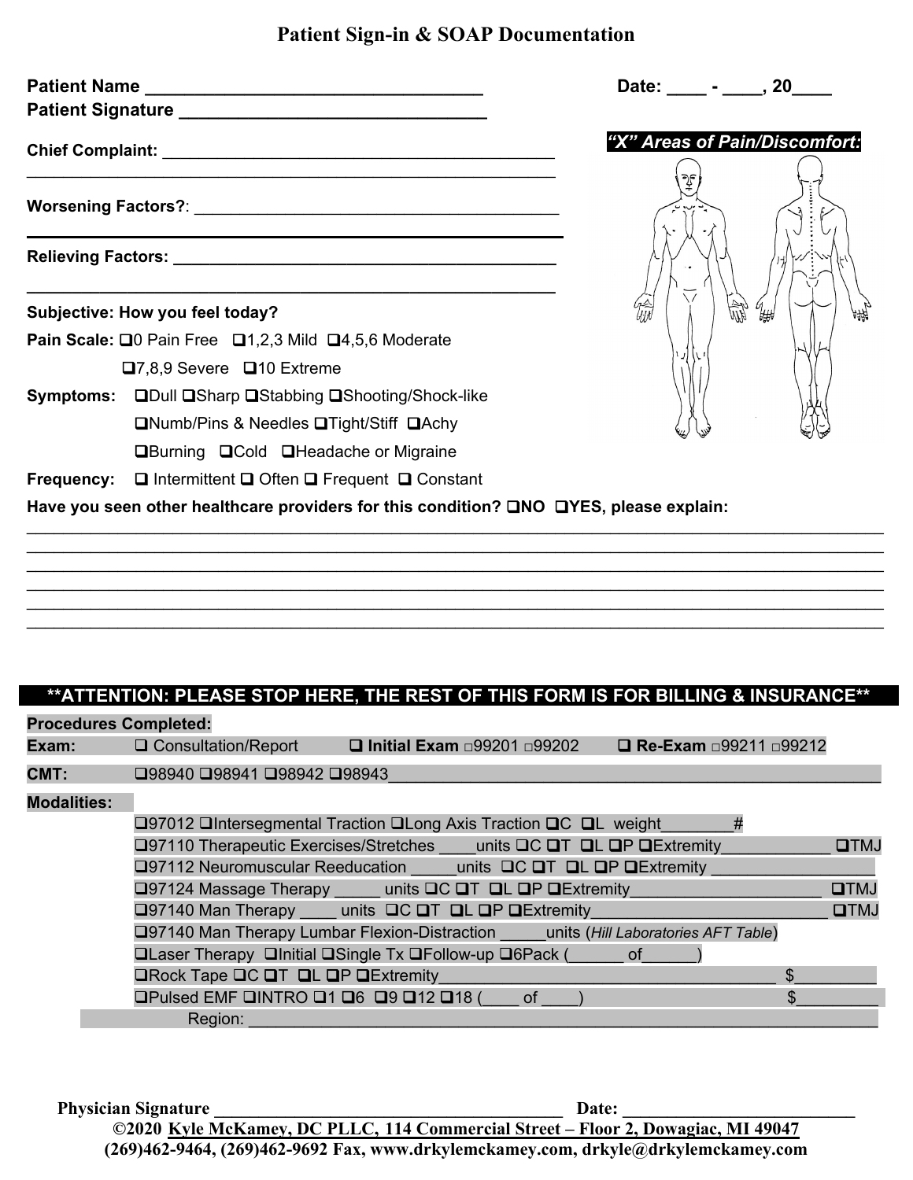# Patient Sign-in & SOAP Documentation

**Patient Name** ___________________________________ **Date:** ____ - ____, 20____

**Patient Signature** _______________________________

**Chief Complaint:** ___________________________________________

_______________________________________________________________

**Worsening Factors?**: ________________________________________

_______________________________________________________________

**Relieving Factors:** ________________________________________

_______________________________________________________________

***"X" Areas of Pain/Discomfort:***

**Subjective: How you feel today?**

**Pain Scale:** ❑0 Pain Free ❑1,2,3 Mild ❑4,5,6 Moderate ❑7,8,9 Severe ❑10 Extreme

**Symptoms:** ❑Dull ❑Sharp ❑Stabbing ❑Shooting/Shock-like ❑Numb/Pins & Needles ❑Tight/Stiff ❑Achy ❑Burning ❑Cold ❑Headache or Migraine

**Frequency:** ❑ Intermittent ❑ Often ❑ Frequent ❑ Constant

**Have you seen other healthcare providers for this condition? ❑NO ❑YES, please explain:**

_______________________________________________________________

_______________________________________________________________

_______________________________________________________________

_______________________________________________________________

_______________________________________________________________

_______________________________________________________________

**\*\*ATTENTION: PLEASE STOP HERE, THE REST OF THIS FORM IS FOR BILLING & INSURANCE\*\***

**Procedures Completed:**

**Exam:** ❑ Consultation/Report ❑ **Initial Exam** □99201 □99202 ❑ **Re-Exam** □99211 □99212

**CMT:** ❑98940 ❑98941 ❑98942 ❑98943_______________________________

**Modalities:**

- ❑97012 ❑Intersegmental Traction ❑Long Axis Traction ❑C ❑L weight________#
- ❑97110 Therapeutic Exercises/Stretches ____units ❑C ❑T ❑L ❑P ❑Extremity____________ ❑TMJ
- ❑97112 Neuromuscular Reeducation _____units ❑C ❑T ❑L ❑P ❑Extremity __________________
- ❑97124 Massage Therapy _____ units ❑C ❑T ❑L ❑P ❑Extremity_____________________ ❑TMJ
- ❑97140 Man Therapy ____ units ❑C ❑T ❑L ❑P ❑Extremity__________________________ ❑TMJ
- ❑97140 Man Therapy Lumbar Flexion-Distraction _____units (*Hill Laboratories AFT Table*)
- ❑Laser Therapy ❑Initial ❑Single Tx ❑Follow-up ❑6Pack (______ of______)
- ❑Rock Tape ❑C ❑T ❑L ❑P ❑Extremity___________________________________ $_________
- ❑Pulsed EMF ❑INTRO ❑1 ❑6 ❑9 ❑12 ❑18 (____ of ____) $_________
- Region: ___________________________________________________________

**Physician Signature** _______________________________________ **Date:** __________________________

**©2020 Kyle McKamey, DC PLLC, 114 Commercial Street – Floor 2, Dowagiac, MI 49047**
**(269)462-9464, (269)462-9692 Fax, www.drkylemckamey.com, drkyle@drkylemckamey.com**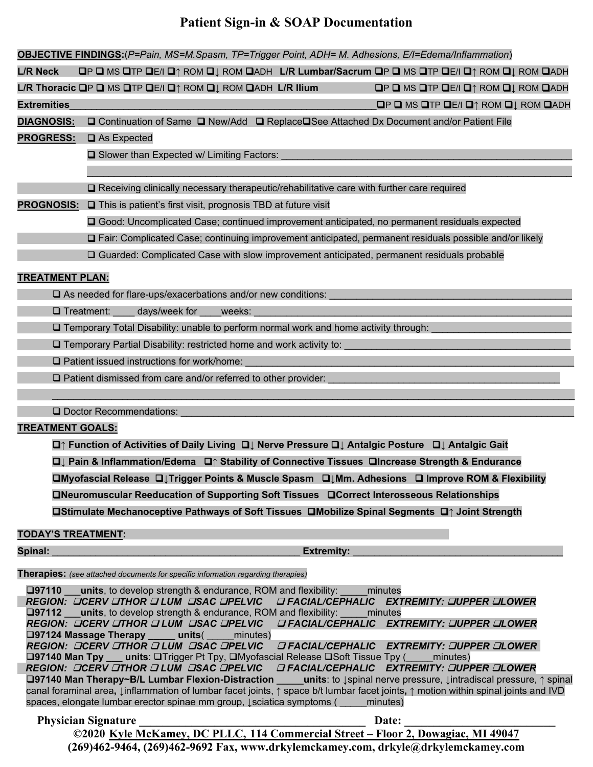# Patient Sign-in & SOAP Documentation

**OBJECTIVE FINDINGS:**(*P=Pain, MS=M.Spasm, TP=Trigger Point, ADH= M. Adhesions, E/I=Edema/Inflammation*)

**L/R Neck** ❑P ❑ MS ❑TP ❑E/I ❑↑ ROM ❑↓ ROM ❑ADH **L/R Lumbar/Sacrum** ❑P ❑ MS ❑TP ❑E/I ❑↑ ROM ❑↓ ROM ❑ADH

**L/R Thoracic** ❑P ❑ MS ❑TP ❑E/I ❑↑ ROM ❑↓ ROM ❑ADH **L/R Ilium** ❑P ❑ MS ❑TP ❑E/I ❑↑ ROM ❑↓ ROM ❑ADH

**Extremities**\_\_\_\_\_\_\_\_\_\_\_\_\_\_\_\_\_\_\_\_\_\_\_\_\_\_\_\_\_\_\_\_\_\_\_\_\_\_\_\_\_\_\_\_\_\_\_\_\_\_\_\_\_\_ ❑P ❑ MS ❑TP ❑E/I ❑↑ ROM ❑↓ ROM ❑ADH

**DIAGNOSIS:** ❑ Continuation of Same ❑ New/Add ❑ Replace ❑See Attached Dx Document and/or Patient File

**PROGRESS:** ❑ As Expected

❑ Slower than Expected w/ Limiting Factors: \_\_\_\_\_\_\_\_\_\_\_\_\_\_\_\_\_\_\_\_\_\_\_\_\_\_\_\_\_\_\_\_\_\_\_\_\_\_\_\_\_\_\_\_\_\_\_\_\_\_\_\_

\_\_\_\_\_\_\_\_\_\_\_\_\_\_\_\_\_\_\_\_\_\_\_\_\_\_\_\_\_\_\_\_\_\_\_\_\_\_\_\_\_\_\_\_\_\_\_\_\_\_\_\_\_\_\_\_\_\_\_\_\_\_\_\_\_\_\_\_\_\_\_\_\_\_\_\_\_\_\_\_\_\_\_\_\_\_\_\_\_\_

❑ Receiving clinically necessary therapeutic/rehabilitative care with further care required

**PROGNOSIS:** ❑ This is patient's first visit, prognosis TBD at future visit

❑ Good: Uncomplicated Case; continued improvement anticipated, no permanent residuals expected

❑ Fair: Complicated Case; continuing improvement anticipated, permanent residuals possible and/or likely

❑ Guarded: Complicated Case with slow improvement anticipated, permanent residuals probable

**TREATMENT PLAN:**

❑ As needed for flare-ups/exacerbations and/or new conditions: \_\_\_\_\_\_\_\_\_\_\_\_\_\_\_\_\_\_\_\_\_\_\_\_\_\_\_\_\_\_\_\_\_\_\_\_\_\_\_\_\_\_\_\_\_\_

❑ Treatment: \_\_\_\_ days/week for \_\_\_\_weeks: \_\_\_\_\_\_\_\_\_\_\_\_\_\_\_\_\_\_\_\_\_\_\_\_\_\_\_\_\_\_\_\_\_\_\_\_\_\_\_\_\_\_\_\_\_\_\_\_\_\_\_\_\_\_\_\_\_\_\_\_

❑ Temporary Total Disability: unable to perform normal work and home activity through: \_\_\_\_\_\_\_\_\_\_\_\_\_\_\_\_\_\_\_\_\_\_\_\_\_

❑ Temporary Partial Disability: restricted home and work activity to: \_\_\_\_\_\_\_\_\_\_\_\_\_\_\_\_\_\_\_\_\_\_\_\_\_\_\_\_\_\_\_\_\_\_\_\_\_\_\_\_\_\_

❑ Patient issued instructions for work/home: \_\_\_\_\_\_\_\_\_\_\_\_\_\_\_\_\_\_\_\_\_\_\_\_\_\_\_\_\_\_\_\_\_\_\_\_\_\_\_\_\_\_\_\_\_\_\_\_\_\_\_\_\_\_\_\_\_\_\_\_\_

❑ Patient dismissed from care and/or referred to other provider: \_\_\_\_\_\_\_\_\_\_\_\_\_\_\_\_\_\_\_\_\_\_\_\_\_\_\_\_\_\_\_\_\_\_\_\_\_\_\_\_\_\_\_

\_\_\_\_\_\_\_\_\_\_\_\_\_\_\_\_\_\_\_\_\_\_\_\_\_\_\_\_\_\_\_\_\_\_\_\_\_\_\_\_\_\_\_\_\_\_\_\_\_\_\_\_\_\_\_\_\_\_\_\_\_\_\_\_\_\_\_\_\_\_\_\_\_\_\_\_\_\_\_\_\_\_\_\_\_\_\_\_\_\_\_\_\_\_

❑ Doctor Recommendations: \_\_\_\_\_\_\_\_\_\_\_\_\_\_\_\_\_\_\_\_\_\_\_\_\_\_\_\_\_\_\_\_\_\_\_\_\_\_\_\_\_\_\_\_\_\_\_\_\_\_\_\_\_\_\_\_\_\_\_\_\_\_\_\_\_\_\_\_\_\_\_\_\_\_

**TREATMENT GOALS:**

**❑↑ Function of Activities of Daily Living ❑↓ Nerve Pressure ❑↓ Antalgic Posture ❑↓ Antalgic Gait**

**❑↓ Pain & Inflammation/Edema ❑↑ Stability of Connective Tissues ❑Increase Strength & Endurance**

**❑Myofascial Release ❑↓Trigger Points & Muscle Spasm ❑↓Mm. Adhesions ❑ Improve ROM & Flexibility**

**❑Neuromuscular Reeducation of Supporting Soft Tissues ❑Correct Interosseous Relationships**

**❑Stimulate Mechanoceptive Pathways of Soft Tissues ❑Mobilize Spinal Segments ❑↑ Joint Strength**

**TODAY'S TREATMENT:**

**Spinal:** \_\_\_\_\_\_\_\_\_\_\_\_\_\_\_\_\_\_\_\_\_\_\_\_\_\_\_\_\_\_\_\_\_\_\_\_\_\_\_\_\_\_\_\_\_ **Extremity:** \_\_\_\_\_\_\_\_\_\_\_\_\_\_\_\_\_\_\_\_\_\_\_\_\_\_\_\_\_\_\_\_\_\_\_\_\_\_

**Therapies:** *(see attached documents for specific information regarding therapies)*

❑**97110** \_\_\_**units**, to develop strength & endurance, ROM and flexibility: \_\_\_\_\_minutes
***REGION: ❑CERV ❑THOR ❑ LUM ❑SAC ❑PELVIC ❑ FACIAL/CEPHALIC EXTREMITY: ❑UPPER ❑LOWER***

❑**97112** \_\_\_**units**, to develop strength & endurance, ROM and flexibility: \_\_\_\_\_minutes
***REGION: ❑CERV ❑THOR ❑ LUM ❑SAC ❑PELVIC ❑ FACIAL/CEPHALIC EXTREMITY: ❑UPPER ❑LOWER***

❑**97124 Massage Therapy** \_\_\_\_\_ **units**( \_\_\_\_\_minutes)
***REGION: ❑CERV ❑THOR ❑ LUM ❑SAC ❑PELVIC ❑ FACIAL/CEPHALIC EXTREMITY: ❑UPPER ❑LOWER***

❑**97140 Man Tpy** \_\_\_ **units**: ❑Trigger Pt Tpy, ❑Myofascial Release ❑Soft Tissue Tpy (\_\_\_\_\_minutes)
***REGION: ❑CERV ❑THOR ❑ LUM ❑SAC ❑PELVIC ❑ FACIAL/CEPHALIC EXTREMITY: ❑UPPER ❑LOWER***

❑**97140 Man Therapy~B/L Lumbar Flexion-Distraction** \_\_\_\_\_**units**: to ↓spinal nerve pressure, ↓intradiscal pressure, ↑ spinal canal foraminal area**,** ↓inflammation of lumbar facet joints, ↑ space b/t lumbar facet joints**,** ↑ motion within spinal joints and IVD spaces, elongate lumbar erector spinae mm group, ↓sciatica symptoms ( \_\_\_\_\_minutes)

**Physician Signature** \_\_\_\_\_\_\_\_\_\_\_\_\_\_\_\_\_\_\_\_\_\_\_\_\_\_\_\_\_\_\_\_\_\_\_\_\_\_\_\_\_\_\_ **Date:** \_\_\_\_\_\_\_\_\_\_\_\_\_\_\_\_\_\_\_\_\_\_\_\_\_\_\_\_

**©2020 Kyle McKamey, DC PLLC, 114 Commercial Street – Floor 2, Dowagiac, MI 49047**
**(269)462-9464, (269)462-9692 Fax, www.drkylemckamey.com, drkyle@drkylemckamey.com**